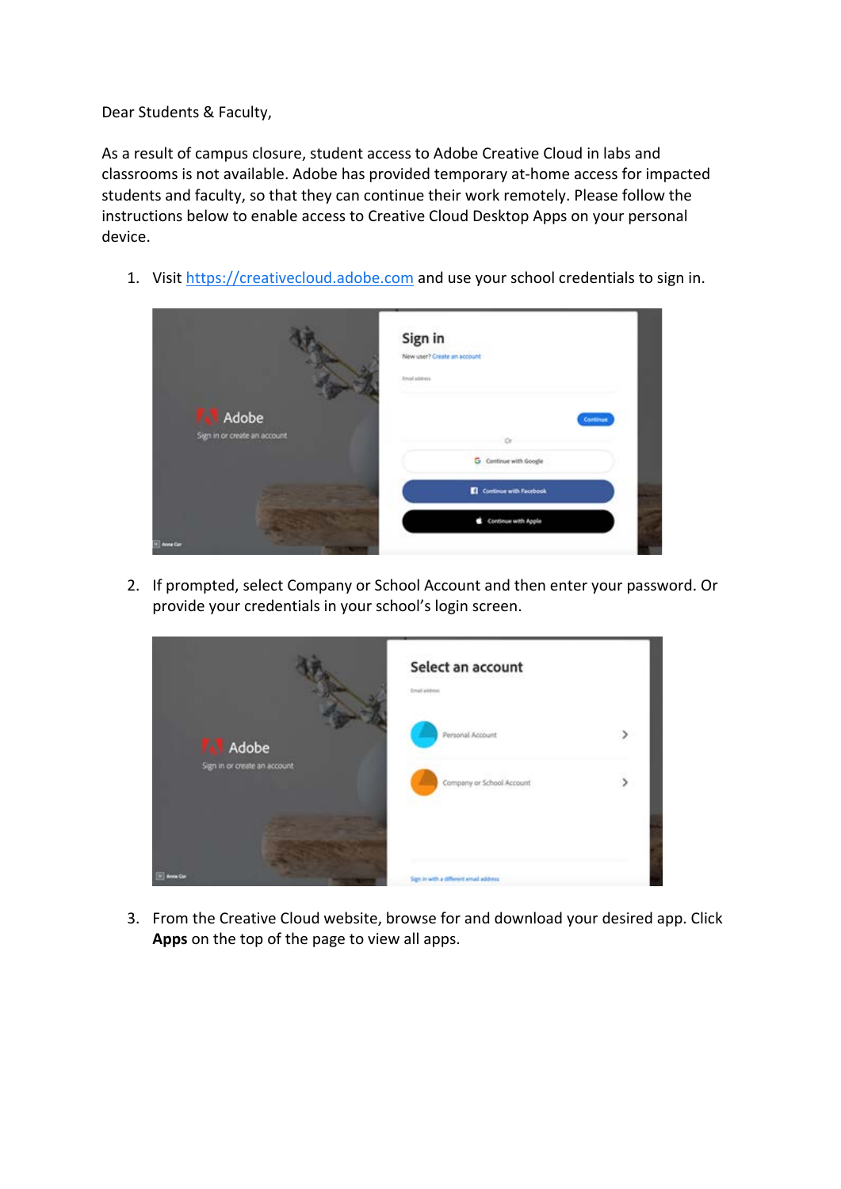Dear Students & Faculty,

As a result of campus closure, student access to Adobe Creative Cloud in labs and classrooms is not available. Adobe has provided temporary at-home access for impacted students and faculty, so that they can continue their work remotely. Please follow the instructions below to enable access to Creative Cloud Desktop Apps on your personal device.

1. Visit [https://creativecloud.adobe.com](https://creativecloud.adobe.com) and use your school credentials to sign in.

2. If prompted, select Company or School Account and then enter your password. Or provide your credentials in your school's login screen.

3. From the Creative Cloud website, browse for and download your desired app. Click **Apps** on the top of the page to view all apps.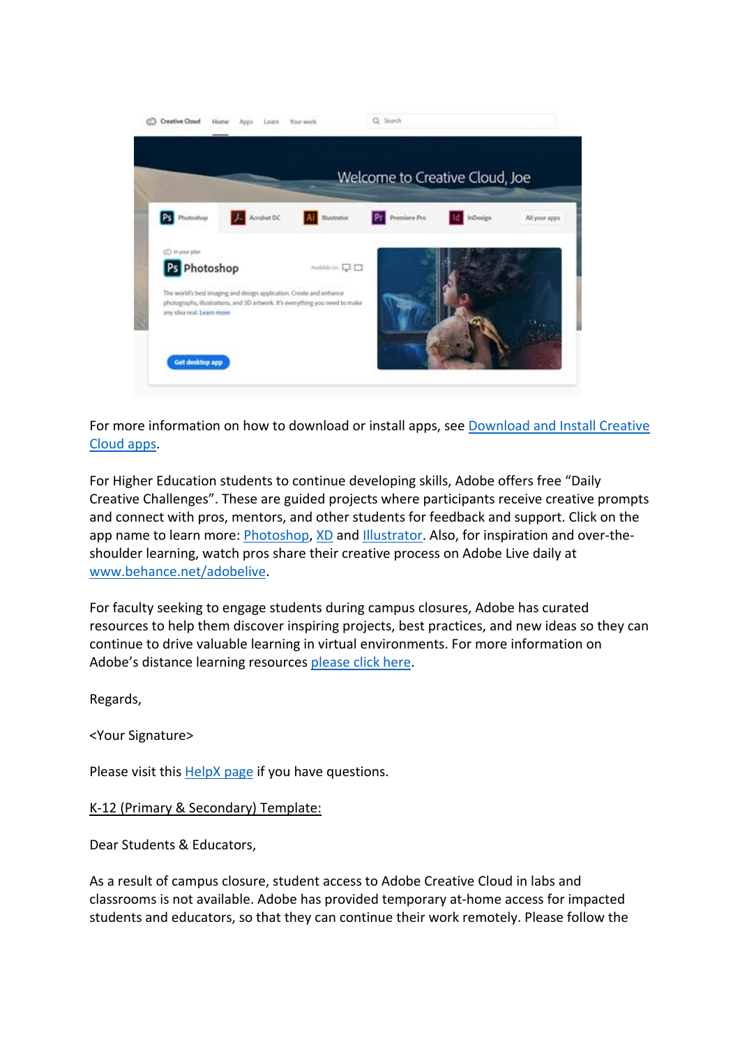For more information on how to download or install apps, see Download and Install Creative Cloud apps.

For Higher Education students to continue developing skills, Adobe offers free "Daily Creative Challenges". These are guided projects where participants receive creative prompts and connect with pros, mentors, and other students for feedback and support. Click on the app name to learn more: Photoshop, XD and Illustrator. Also, for inspiration and over-the-shoulder learning, watch pros share their creative process on Adobe Live daily at www.behance.net/adobelive.

For faculty seeking to engage students during campus closures, Adobe has curated resources to help them discover inspiring projects, best practices, and new ideas so they can continue to drive valuable learning in virtual environments. For more information on Adobe's distance learning resources please click here.

Regards,

<Your Signature>

Please visit this HelpX page if you have questions.

K-12 (Primary & Secondary) Template:

Dear Students & Educators,

As a result of campus closure, student access to Adobe Creative Cloud in labs and classrooms is not available. Adobe has provided temporary at-home access for impacted students and educators, so that they can continue their work remotely. Please follow the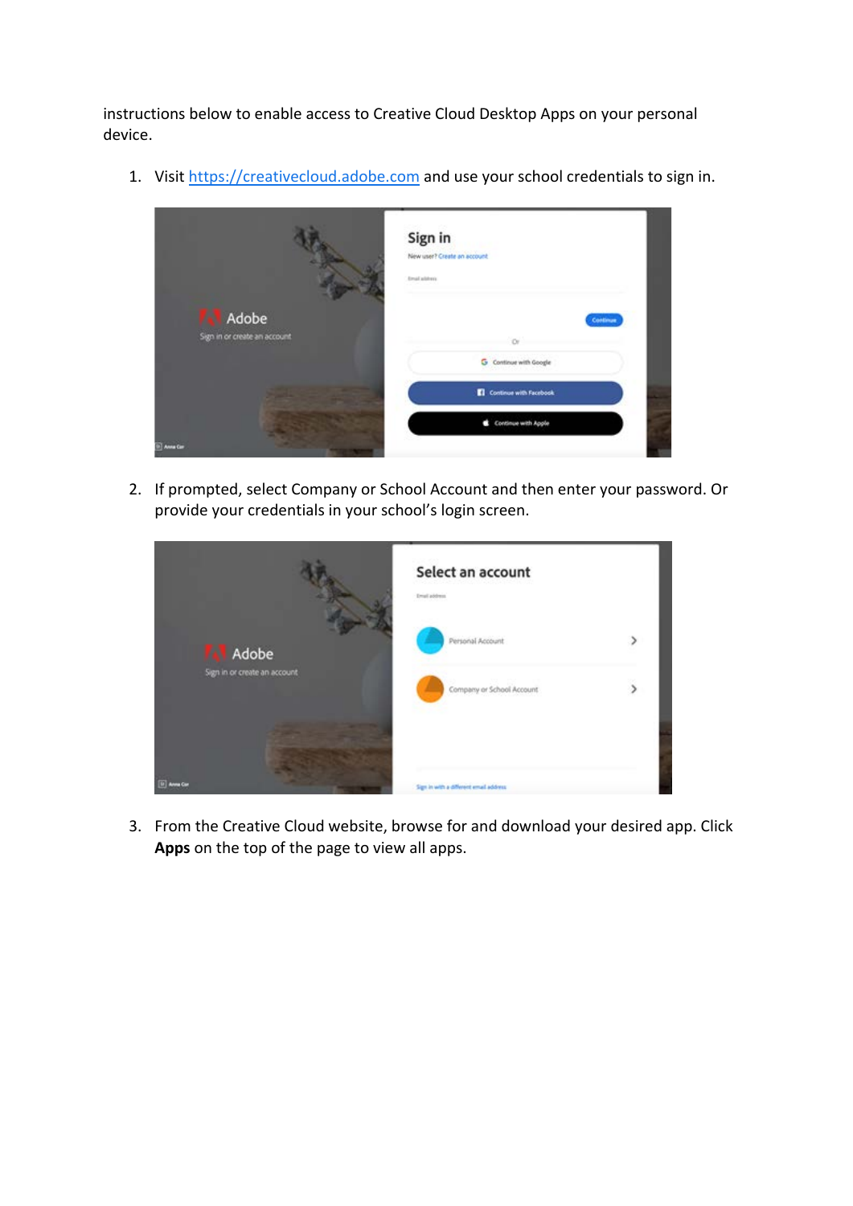instructions below to enable access to Creative Cloud Desktop Apps on your personal device.

1. Visit [https://creativecloud.adobe.com](https://creativecloud.adobe.com) and use your school credentials to sign in.

2. If prompted, select Company or School Account and then enter your password. Or provide your credentials in your school's login screen.

3. From the Creative Cloud website, browse for and download your desired app. Click **Apps** on the top of the page to view all apps.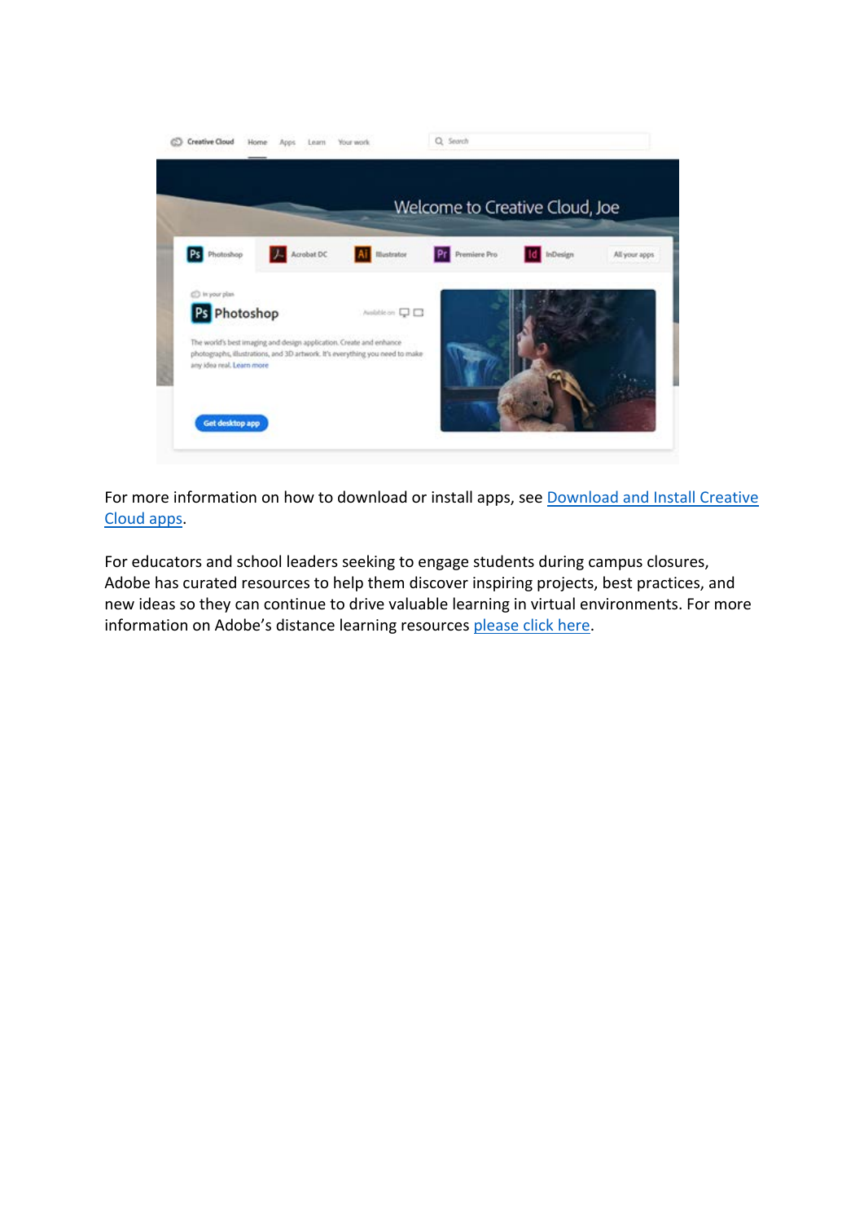For more information on how to download or install apps, see [Download and Install Creative Cloud apps](#).

For educators and school leaders seeking to engage students during campus closures, Adobe has curated resources to help them discover inspiring projects, best practices, and new ideas so they can continue to drive valuable learning in virtual environments. For more information on Adobe's distance learning resources [please click here](#).